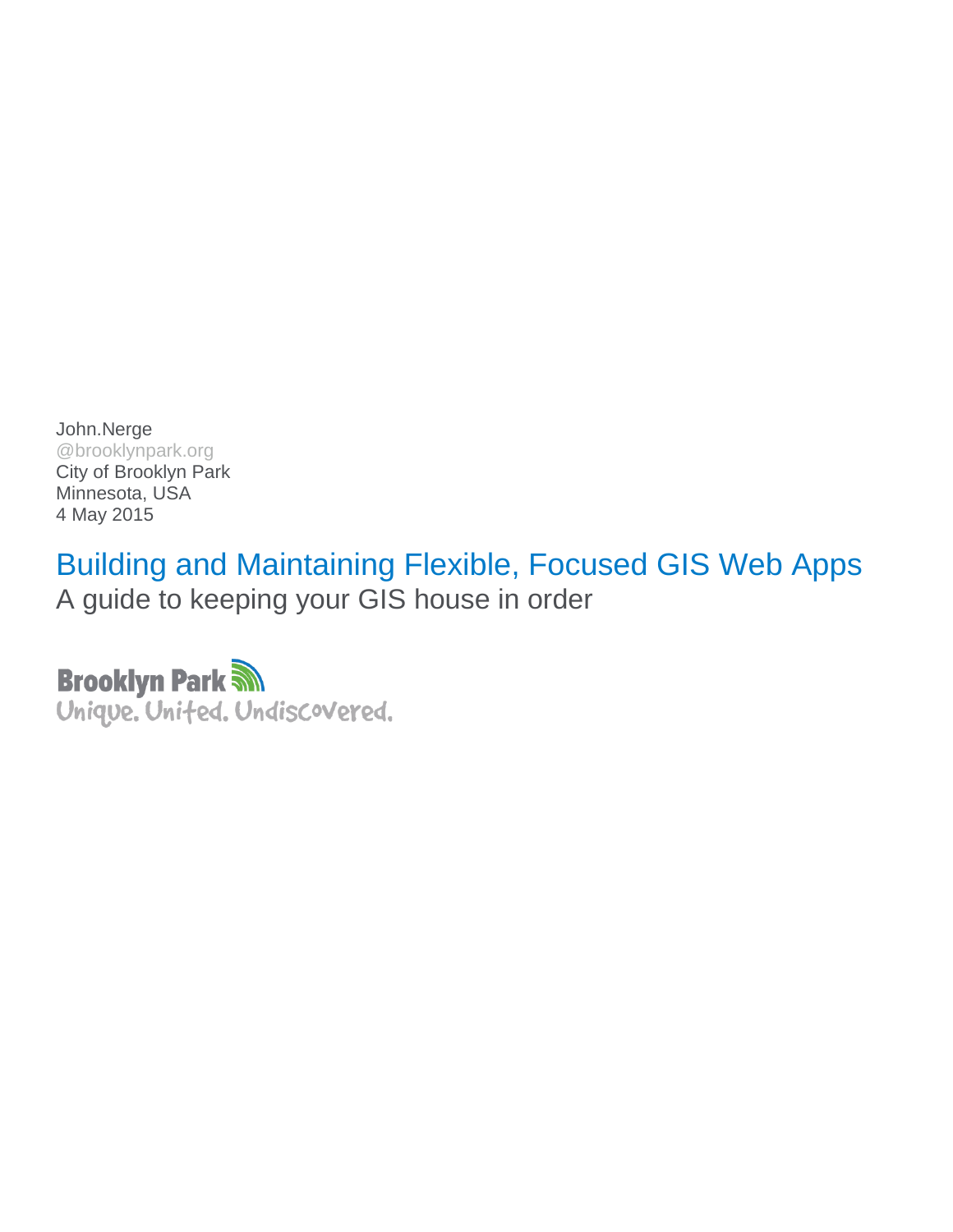John.Nerge
@brooklynpark.org
City of Brooklyn Park
Minnesota, USA
4 May 2015

# Building and Maintaining Flexible, Focused GIS Web Apps

## A guide to keeping your GIS house in order

Brooklyn Park
Unique. United. Undiscovered.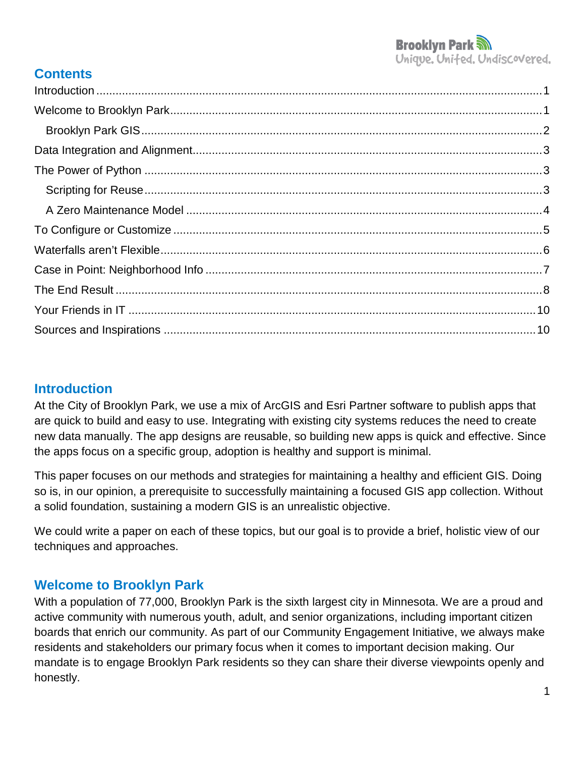## Contents

- Introduction ..... 1
- Welcome to Brooklyn Park ..... 1
  - Brooklyn Park GIS ..... 2
- Data Integration and Alignment ..... 3
- The Power of Python ..... 3
  - Scripting for Reuse ..... 3
  - A Zero Maintenance Model ..... 4
- To Configure or Customize ..... 5
- Waterfalls aren't Flexible ..... 6
- Case in Point: Neighborhood Info ..... 7
- The End Result ..... 8
- Your Friends in IT ..... 10
- Sources and Inspirations ..... 10

## Introduction

At the City of Brooklyn Park, we use a mix of ArcGIS and Esri Partner software to publish apps that are quick to build and easy to use. Integrating with existing city systems reduces the need to create new data manually. The app designs are reusable, so building new apps is quick and effective. Since the apps focus on a specific group, adoption is healthy and support is minimal.

This paper focuses on our methods and strategies for maintaining a healthy and efficient GIS. Doing so is, in our opinion, a prerequisite to successfully maintaining a focused GIS app collection. Without a solid foundation, sustaining a modern GIS is an unrealistic objective.

We could write a paper on each of these topics, but our goal is to provide a brief, holistic view of our techniques and approaches.

## Welcome to Brooklyn Park

With a population of 77,000, Brooklyn Park is the sixth largest city in Minnesota. We are a proud and active community with numerous youth, adult, and senior organizations, including important citizen boards that enrich our community. As part of our Community Engagement Initiative, we always make residents and stakeholders our primary focus when it comes to important decision making. Our mandate is to engage Brooklyn Park residents so they can share their diverse viewpoints openly and honestly.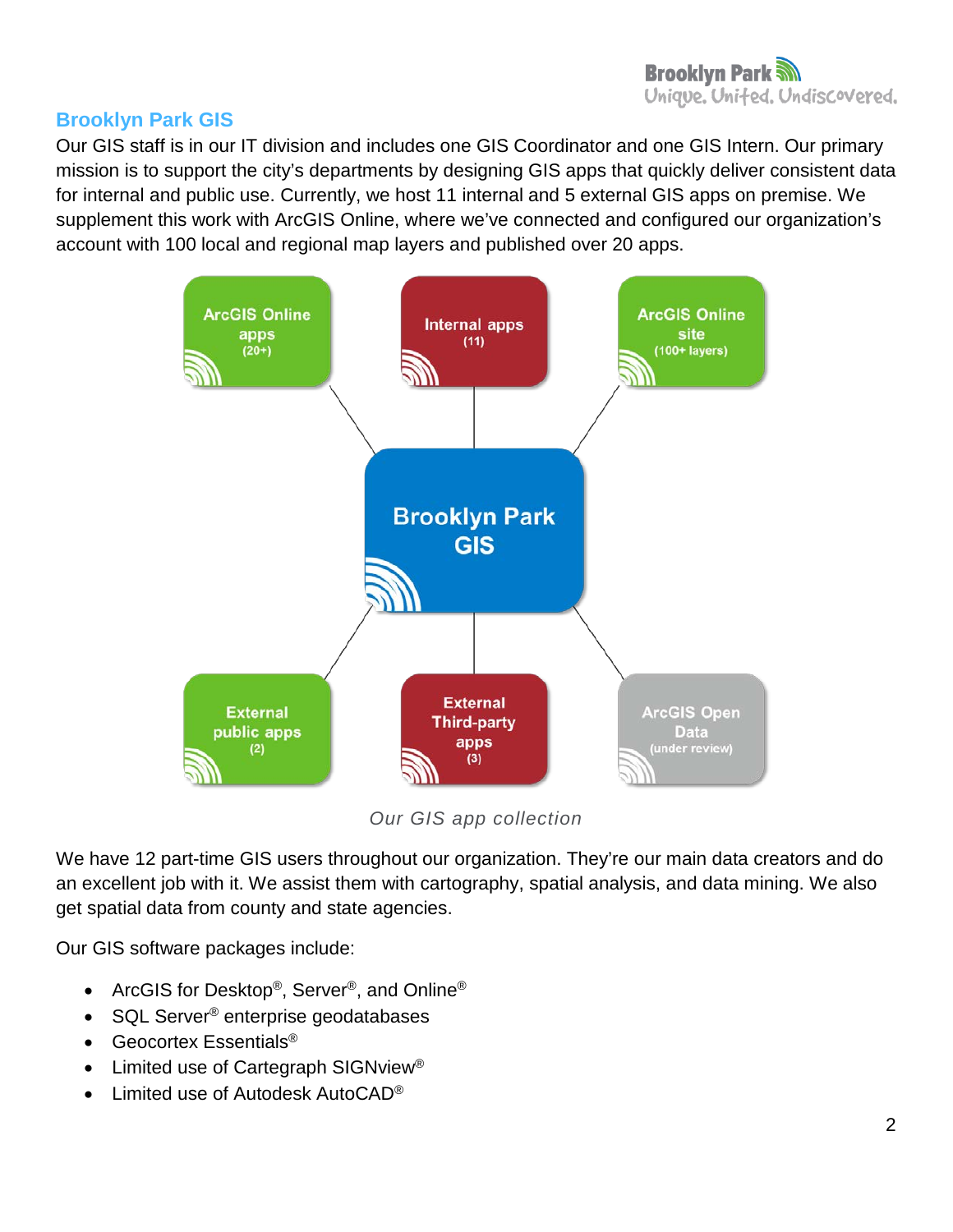## Brooklyn Park GIS

Our GIS staff is in our IT division and includes one GIS Coordinator and one GIS Intern. Our primary mission is to support the city's departments by designing GIS apps that quickly deliver consistent data for internal and public use. Currently, we host 11 internal and 5 external GIS apps on premise. We supplement this work with ArcGIS Online, where we've connected and configured our organization's account with 100 local and regional map layers and published over 20 apps.

ArcGIS Online apps (20+)

Internal apps (11)

ArcGIS Online site (100+ layers)

Brooklyn Park GIS

External public apps (2)

External Third-party apps (3)

ArcGIS Open Data (under review)

*Our GIS app collection*

We have 12 part-time GIS users throughout our organization. They're our main data creators and do an excellent job with it. We assist them with cartography, spatial analysis, and data mining. We also get spatial data from county and state agencies.

Our GIS software packages include:

- ArcGIS for Desktop®, Server®, and Online®
- SQL Server® enterprise geodatabases
- Geocortex Essentials®
- Limited use of Cartegraph SIGNview®
- Limited use of Autodesk AutoCAD®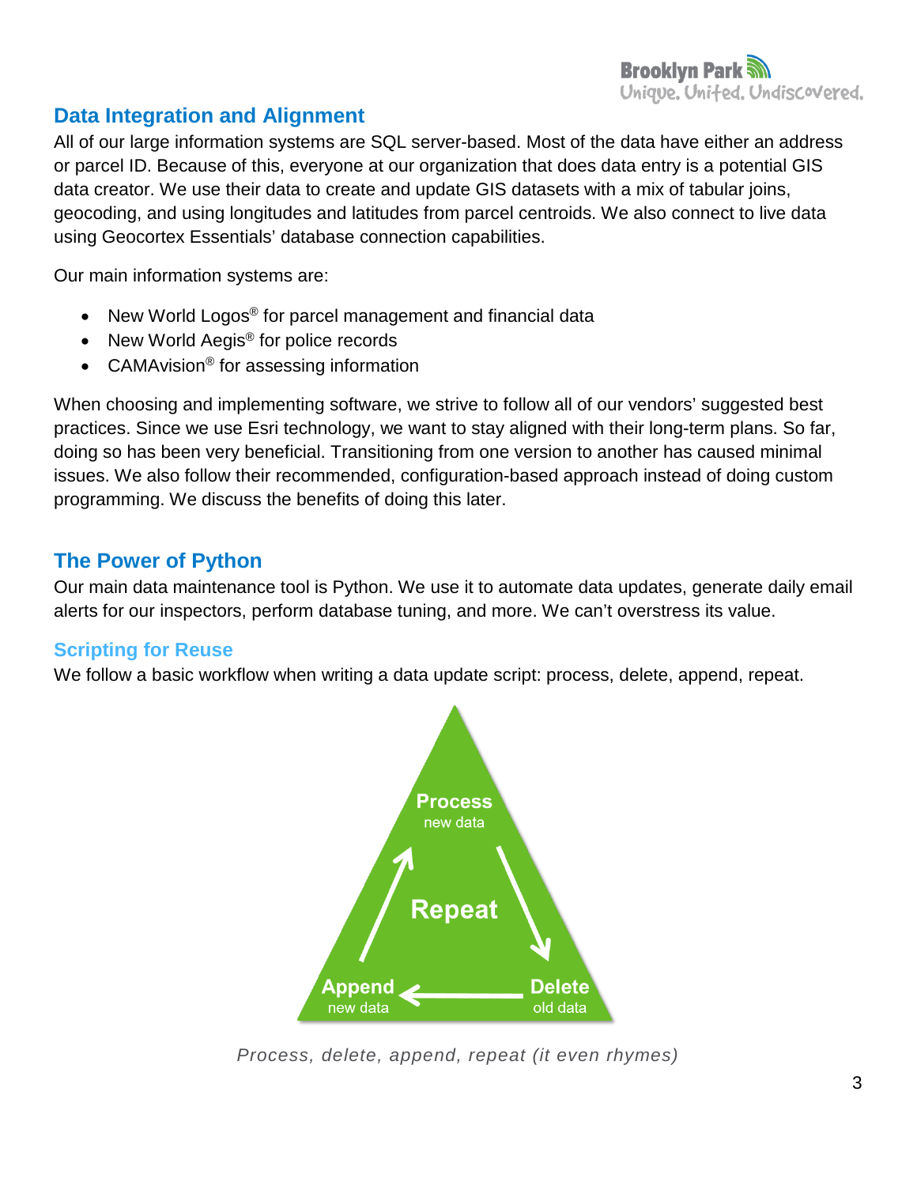## Data Integration and Alignment

All of our large information systems are SQL server-based. Most of the data have either an address or parcel ID. Because of this, everyone at our organization that does data entry is a potential GIS data creator. We use their data to create and update GIS datasets with a mix of tabular joins, geocoding, and using longitudes and latitudes from parcel centroids. We also connect to live data using Geocortex Essentials' database connection capabilities.

Our main information systems are:

- New World Logos® for parcel management and financial data
- New World Aegis® for police records
- CAMAvision® for assessing information

When choosing and implementing software, we strive to follow all of our vendors' suggested best practices. Since we use Esri technology, we want to stay aligned with their long-term plans. So far, doing so has been very beneficial. Transitioning from one version to another has caused minimal issues. We also follow their recommended, configuration-based approach instead of doing custom programming. We discuss the benefits of doing this later.

## The Power of Python

Our main data maintenance tool is Python. We use it to automate data updates, generate daily email alerts for our inspectors, perform database tuning, and more. We can't overstress its value.

### Scripting for Reuse

We follow a basic workflow when writing a data update script: process, delete, append, repeat.

**Process** new data → **Delete** old data → **Append** new data → **Repeat**

*Process, delete, append, repeat (it even rhymes)*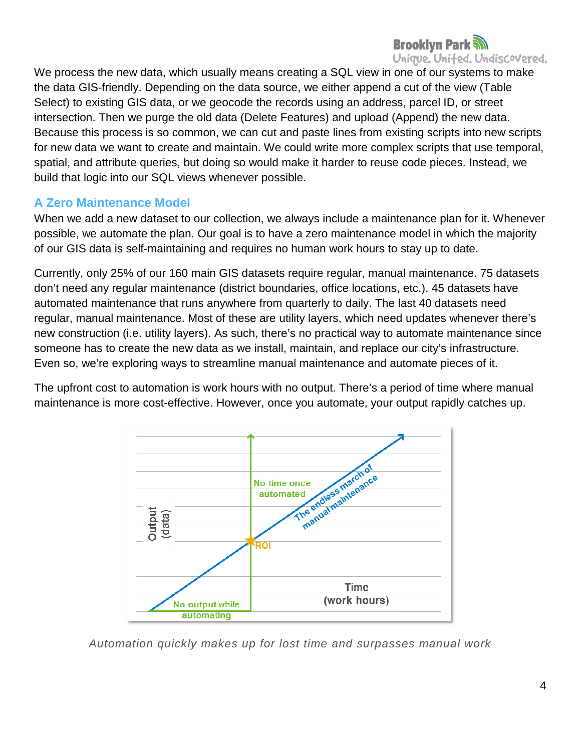We process the new data, which usually means creating a SQL view in one of our systems to make the data GIS-friendly. Depending on the data source, we either append a cut of the view (Table Select) to existing GIS data, or we geocode the records using an address, parcel ID, or street intersection. Then we purge the old data (Delete Features) and upload (Append) the new data. Because this process is so common, we can cut and paste lines from existing scripts into new scripts for new data we want to create and maintain. We could write more complex scripts that use temporal, spatial, and attribute queries, but doing so would make it harder to reuse code pieces. Instead, we build that logic into our SQL views whenever possible.

## A Zero Maintenance Model

When we add a new dataset to our collection, we always include a maintenance plan for it. Whenever possible, we automate the plan. Our goal is to have a zero maintenance model in which the majority of our GIS data is self-maintaining and requires no human work hours to stay up to date.

Currently, only 25% of our 160 main GIS datasets require regular, manual maintenance. 75 datasets don't need any regular maintenance (district boundaries, office locations, etc.). 45 datasets have automated maintenance that runs anywhere from quarterly to daily. The last 40 datasets need regular, manual maintenance. Most of these are utility layers, which need updates whenever there's new construction (i.e. utility layers). As such, there's no practical way to automate maintenance since someone has to create the new data as we install, maintain, and replace our city's infrastructure. Even so, we're exploring ways to streamline manual maintenance and automate pieces of it.

The upfront cost to automation is work hours with no output. There's a period of time where manual maintenance is more cost-effective. However, once you automate, your output rapidly catches up.

*Automation quickly makes up for lost time and surpasses manual work*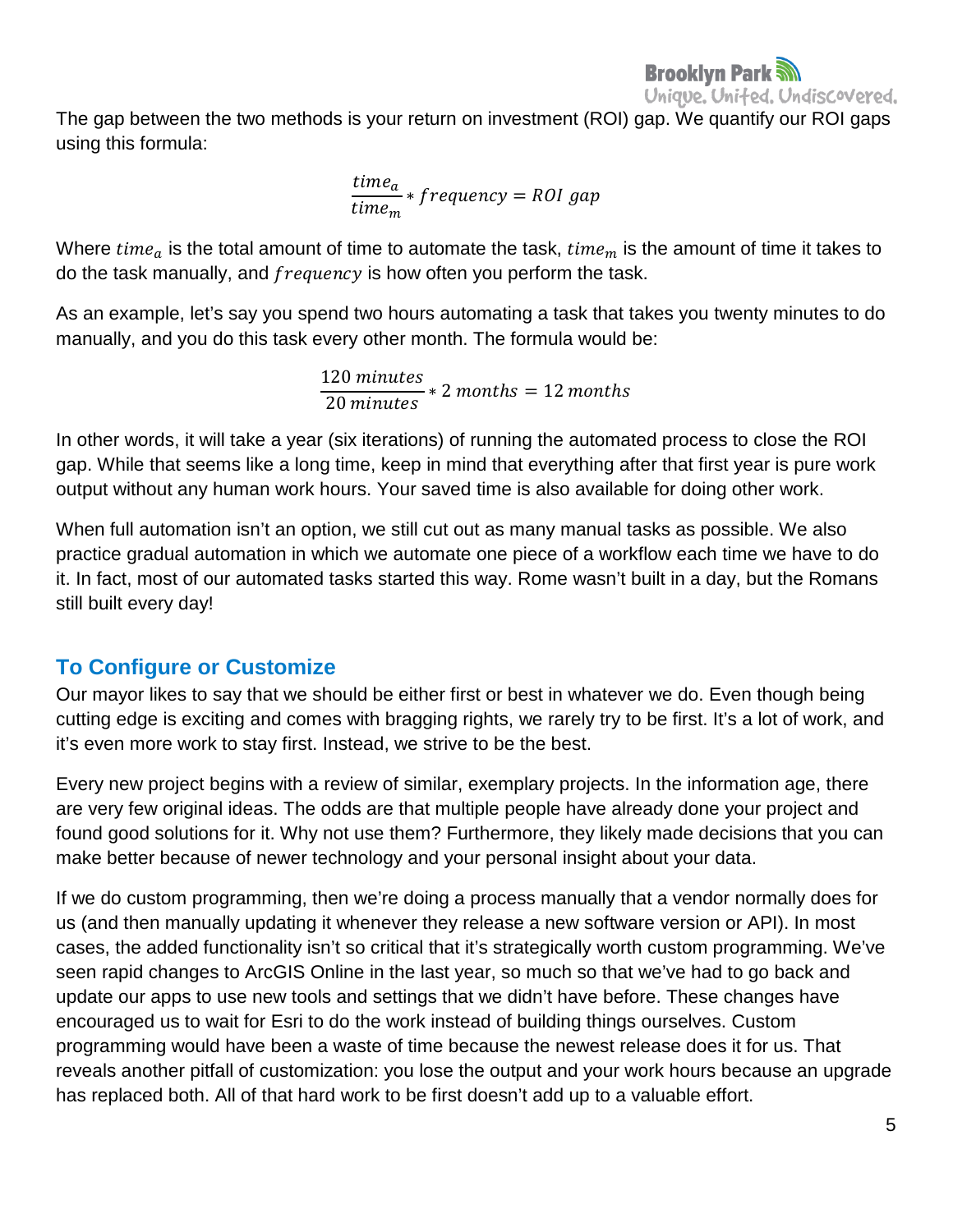The gap between the two methods is your return on investment (ROI) gap. We quantify our ROI gaps using this formula:

$$\frac{time_a}{time_m} * frequency = ROI\ gap$$

Where $time_a$ is the total amount of time to automate the task, $time_m$ is the amount of time it takes to do the task manually, and $frequency$ is how often you perform the task.

As an example, let's say you spend two hours automating a task that takes you twenty minutes to do manually, and you do this task every other month. The formula would be:

$$\frac{120\ minutes}{20\ minutes} * 2\ months = 12\ months$$

In other words, it will take a year (six iterations) of running the automated process to close the ROI gap. While that seems like a long time, keep in mind that everything after that first year is pure work output without any human work hours. Your saved time is also available for doing other work.

When full automation isn't an option, we still cut out as many manual tasks as possible. We also practice gradual automation in which we automate one piece of a workflow each time we have to do it. In fact, most of our automated tasks started this way. Rome wasn't built in a day, but the Romans still built every day!

## To Configure or Customize

Our mayor likes to say that we should be either first or best in whatever we do. Even though being cutting edge is exciting and comes with bragging rights, we rarely try to be first. It's a lot of work, and it's even more work to stay first. Instead, we strive to be the best.

Every new project begins with a review of similar, exemplary projects. In the information age, there are very few original ideas. The odds are that multiple people have already done your project and found good solutions for it. Why not use them? Furthermore, they likely made decisions that you can make better because of newer technology and your personal insight about your data.

If we do custom programming, then we're doing a process manually that a vendor normally does for us (and then manually updating it whenever they release a new software version or API). In most cases, the added functionality isn't so critical that it's strategically worth custom programming. We've seen rapid changes to ArcGIS Online in the last year, so much so that we've had to go back and update our apps to use new tools and settings that we didn't have before. These changes have encouraged us to wait for Esri to do the work instead of building things ourselves. Custom programming would have been a waste of time because the newest release does it for us. That reveals another pitfall of customization: you lose the output and your work hours because an upgrade has replaced both. All of that hard work to be first doesn't add up to a valuable effort.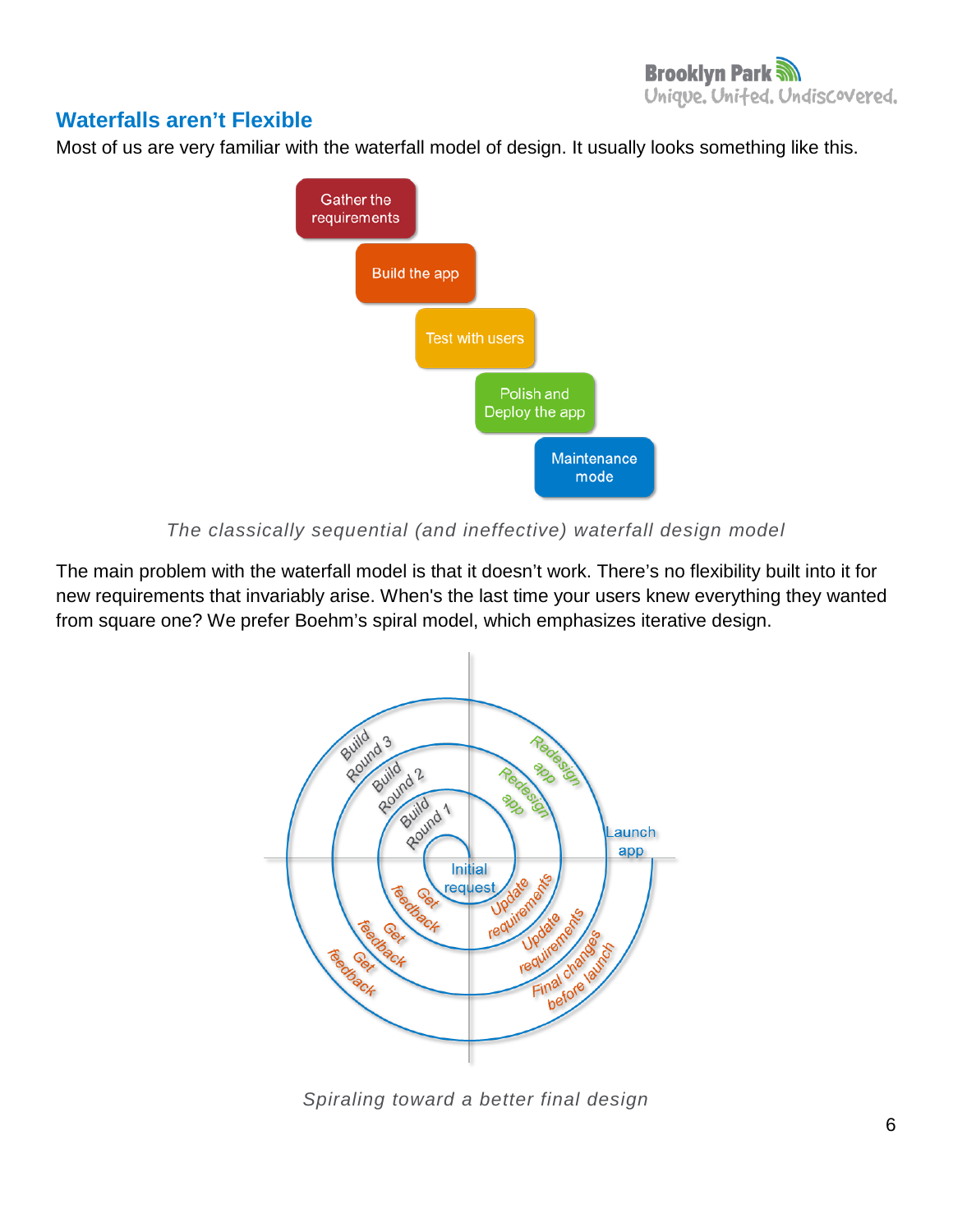## Waterfalls aren't Flexible

Most of us are very familiar with the waterfall model of design. It usually looks something like this.

Gather the requirements

Build the app

Test with users

Polish and Deploy the app

Maintenance mode

*The classically sequential (and ineffective) waterfall design model*

The main problem with the waterfall model is that it doesn't work. There's no flexibility built into it for new requirements that invariably arise. When's the last time your users knew everything they wanted from square one? We prefer Boehm's spiral model, which emphasizes iterative design.

Initial request

Build Round 1

Build Round 2

Build Round 3

Redesign app

Redesign app

Launch app

Get feedback

Get feedback

Get feedback

Update requirements

Update requirements

Final changes before launch

*Spiraling toward a better final design*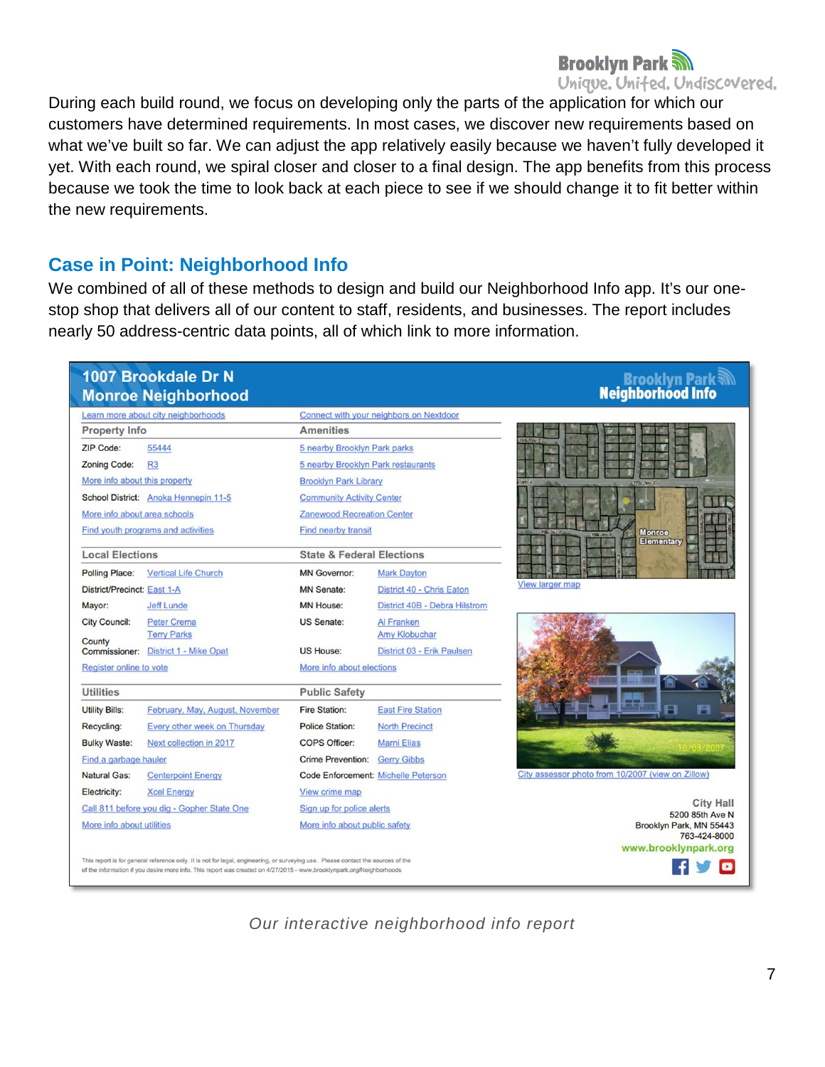During each build round, we focus on developing only the parts of the application for which our customers have determined requirements. In most cases, we discover new requirements based on what we've built so far. We can adjust the app relatively easily because we haven't fully developed it yet. With each round, we spiral closer and closer to a final design. The app benefits from this process because we took the time to look back at each piece to see if we should change it to fit better within the new requirements.

## Case in Point: Neighborhood Info

We combined of all of these methods to design and build our Neighborhood Info app. It's our one-stop shop that delivers all of our content to staff, residents, and businesses. The report includes nearly 50 address-centric data points, all of which link to more information.

**1007 Brookdale Dr N**
**Monroe Neighborhood**

Brooklyn Park Neighborhood Info

Learn more about city neighborhoods | Connect with your neighbors on Nextdoor

| Property Info | | Amenities |
|---|---|---|
| ZIP Code: | 55444 | 5 nearby Brooklyn Park parks |
| Zoning Code: | R3 | 5 nearby Brooklyn Park restaurants |
| More info about this property | | Brooklyn Park Library |
| School District: | Anoka Hennepin 11-5 | Community Activity Center |
| More info about area schools | | Zanewood Recreation Center |
| Find youth programs and activities | | Find nearby transit |

| Local Elections | | State & Federal Elections | |
|---|---|---|---|
| Polling Place: | Vertical Life Church | MN Governor: | Mark Dayton |
| District/Precinct: | East 1-A | MN Senate: | District 40 - Chris Eaton |
| Mayor: | Jeff Lunde | MN House: | District 40B - Debra Hilstrom |
| City Council: | Peter Crema, Terry Parks | US Senate: | Al Franken, Amy Klobuchar |
| County Commissioner: | District 1 - Mike Opat | US House: | District 03 - Erik Paulsen |
| Register online to vote | | More info about elections | |

| Utilities | | Public Safety | |
|---|---|---|---|
| Utility Bills: | February, May, August, November | Fire Station: | East Fire Station |
| Recycling: | Every other week on Thursday | Police Station: | North Precinct |
| Bulky Waste: | Next collection in 2017 | COPS Officer: | Marni Elias |
| Find a garbage hauler | | Crime Prevention: | Gerry Gibbs |
| Natural Gas: | Centerpoint Energy | Code Enforcement: | Michelle Peterson |
| Electricity: | Xcel Energy | View crime map | |
| Call 811 before you dig - Gopher State One | | Sign up for police alerts | |
| More info about utilities | | More info about public safety | |

Monroe Elementary

View larger map

City assessor photo from 10/2007 (view on Zillow)

**City Hall**
5200 85th Ave N
Brooklyn Park, MN 55443
763-424-8000
www.brooklynpark.org

This report is for general reference only. It is not for legal, engineering, or surveying use. Please contact the sources of the of the information if you desire more info. This report was created on 4/27/2015 - www.brooklynpark.org/Neighborhoods

*Our interactive neighborhood info report*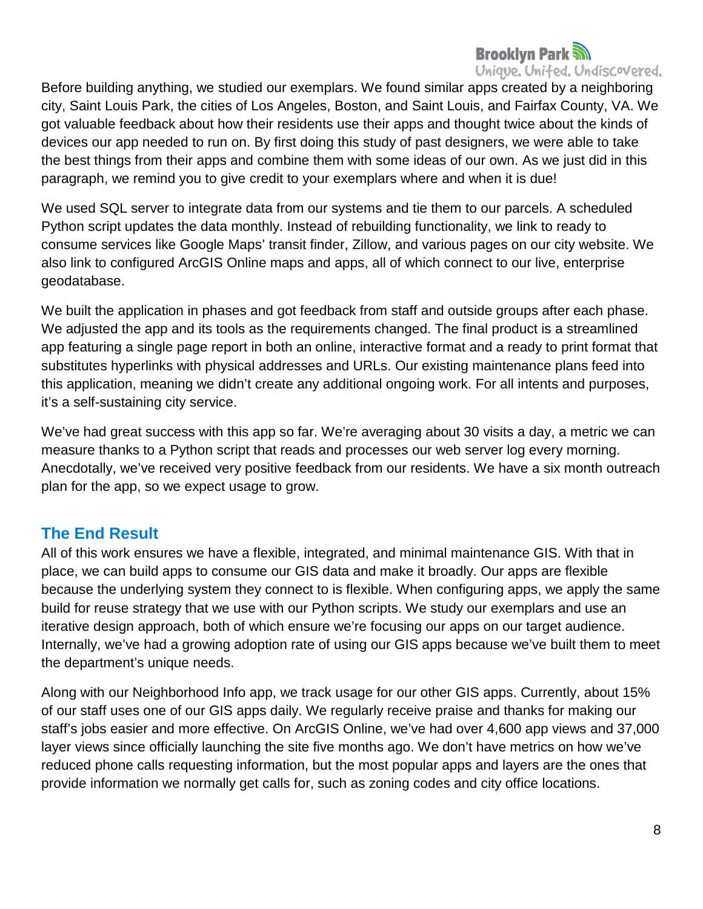Before building anything, we studied our exemplars. We found similar apps created by a neighboring city, Saint Louis Park, the cities of Los Angeles, Boston, and Saint Louis, and Fairfax County, VA. We got valuable feedback about how their residents use their apps and thought twice about the kinds of devices our app needed to run on. By first doing this study of past designers, we were able to take the best things from their apps and combine them with some ideas of our own. As we just did in this paragraph, we remind you to give credit to your exemplars where and when it is due!

We used SQL server to integrate data from our systems and tie them to our parcels. A scheduled Python script updates the data monthly. Instead of rebuilding functionality, we link to ready to consume services like Google Maps' transit finder, Zillow, and various pages on our city website. We also link to configured ArcGIS Online maps and apps, all of which connect to our live, enterprise geodatabase.

We built the application in phases and got feedback from staff and outside groups after each phase. We adjusted the app and its tools as the requirements changed. The final product is a streamlined app featuring a single page report in both an online, interactive format and a ready to print format that substitutes hyperlinks with physical addresses and URLs. Our existing maintenance plans feed into this application, meaning we didn't create any additional ongoing work. For all intents and purposes, it's a self-sustaining city service.

We've had great success with this app so far. We're averaging about 30 visits a day, a metric we can measure thanks to a Python script that reads and processes our web server log every morning. Anecdotally, we've received very positive feedback from our residents. We have a six month outreach plan for the app, so we expect usage to grow.

## The End Result

All of this work ensures we have a flexible, integrated, and minimal maintenance GIS. With that in place, we can build apps to consume our GIS data and make it broadly. Our apps are flexible because the underlying system they connect to is flexible. When configuring apps, we apply the same build for reuse strategy that we use with our Python scripts. We study our exemplars and use an iterative design approach, both of which ensure we're focusing our apps on our target audience. Internally, we've had a growing adoption rate of using our GIS apps because we've built them to meet the department's unique needs.

Along with our Neighborhood Info app, we track usage for our other GIS apps. Currently, about 15% of our staff uses one of our GIS apps daily. We regularly receive praise and thanks for making our staff's jobs easier and more effective. On ArcGIS Online, we've had over 4,600 app views and 37,000 layer views since officially launching the site five months ago. We don't have metrics on how we've reduced phone calls requesting information, but the most popular apps and layers are the ones that provide information we normally get calls for, such as zoning codes and city office locations.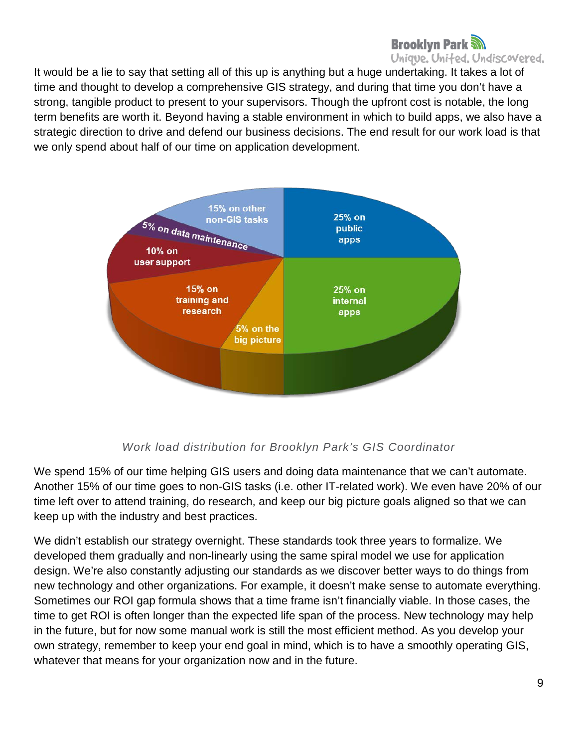It would be a lie to say that setting all of this up is anything but a huge undertaking. It takes a lot of time and thought to develop a comprehensive GIS strategy, and during that time you don't have a strong, tangible product to present to your supervisors. Though the upfront cost is notable, the long term benefits are worth it. Beyond having a stable environment in which to build apps, we also have a strategic direction to drive and defend our business decisions. The end result for our work load is that we only spend about half of our time on application development.

*Work load distribution for Brooklyn Park's GIS Coordinator*

We spend 15% of our time helping GIS users and doing data maintenance that we can't automate. Another 15% of our time goes to non-GIS tasks (i.e. other IT-related work). We even have 20% of our time left over to attend training, do research, and keep our big picture goals aligned so that we can keep up with the industry and best practices.

We didn't establish our strategy overnight. These standards took three years to formalize. We developed them gradually and non-linearly using the same spiral model we use for application design. We're also constantly adjusting our standards as we discover better ways to do things from new technology and other organizations. For example, it doesn't make sense to automate everything. Sometimes our ROI gap formula shows that a time frame isn't financially viable. In those cases, the time to get ROI is often longer than the expected life span of the process. New technology may help in the future, but for now some manual work is still the most efficient method. As you develop your own strategy, remember to keep your end goal in mind, which is to have a smoothly operating GIS, whatever that means for your organization now and in the future.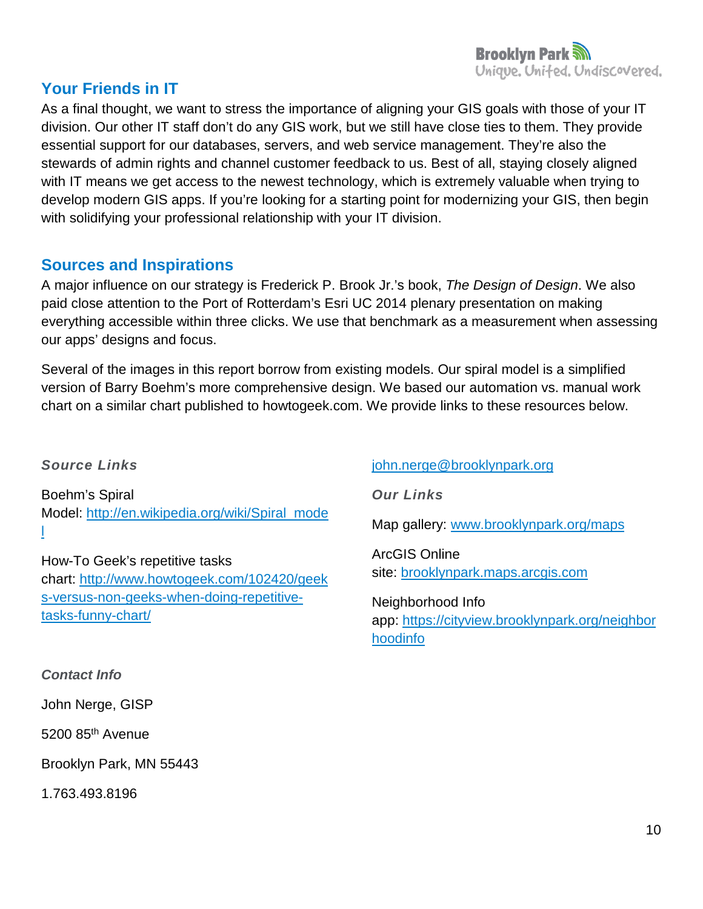## Your Friends in IT

As a final thought, we want to stress the importance of aligning your GIS goals with those of your IT division. Our other IT staff don't do any GIS work, but we still have close ties to them. They provide essential support for our databases, servers, and web service management. They're also the stewards of admin rights and channel customer feedback to us. Best of all, staying closely aligned with IT means we get access to the newest technology, which is extremely valuable when trying to develop modern GIS apps. If you're looking for a starting point for modernizing your GIS, then begin with solidifying your professional relationship with your IT division.

## Sources and Inspirations

A major influence on our strategy is Frederick P. Brook Jr.'s book, *The Design of Design*. We also paid close attention to the Port of Rotterdam's Esri UC 2014 plenary presentation on making everything accessible within three clicks. We use that benchmark as a measurement when assessing our apps' designs and focus.

Several of the images in this report borrow from existing models. Our spiral model is a simplified version of Barry Boehm's more comprehensive design. We based our automation vs. manual work chart on a similar chart published to howtogeek.com. We provide links to these resources below.

***Source Links***

Boehm's Spiral Model: http://en.wikipedia.org/wiki/Spiral_model

How-To Geek's repetitive tasks chart: http://www.howtogeek.com/102420/geeks-versus-non-geeks-when-doing-repetitive-tasks-funny-chart/

***Contact Info***

John Nerge, GISP

5200 85th Avenue

Brooklyn Park, MN 55443

1.763.493.8196

john.nerge@brooklynpark.org

***Our Links***

Map gallery: www.brooklynpark.org/maps

ArcGIS Online site: brooklynpark.maps.arcgis.com

Neighborhood Info app: https://cityview.brooklynpark.org/neighborhoodinfo